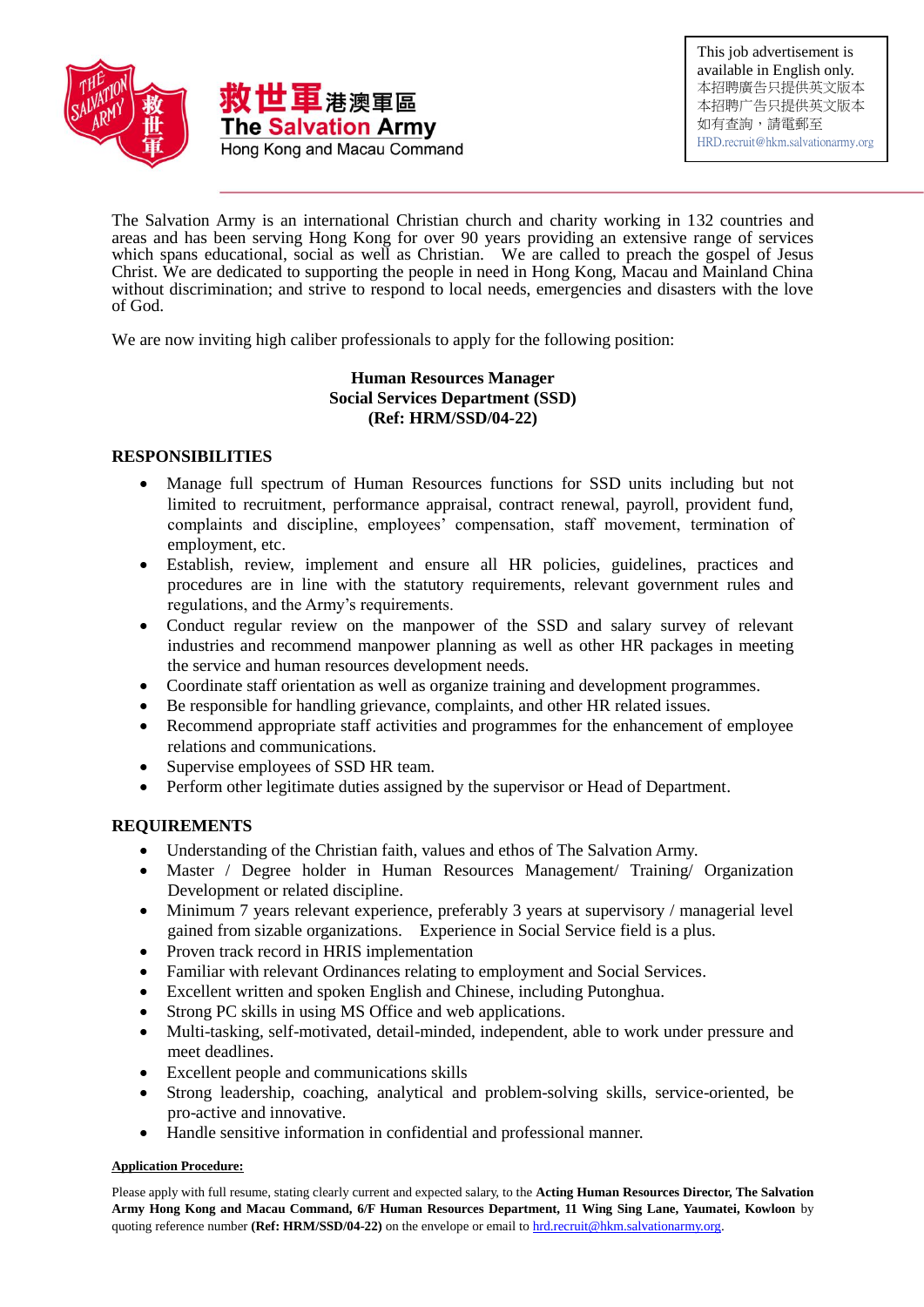救世軍港澳軍區
The Salvation Army
Hong Kong and Macau Command

This job advertisement is available in English only.
本招聘廣告只提供英文版本
本招聘广告只提供英文版本
如有查詢，請電郵至
HRD.recruit@hkm.salvationarmy.org

The Salvation Army is an international Christian church and charity working in 132 countries and areas and has been serving Hong Kong for over 90 years providing an extensive range of services which spans educational, social as well as Christian. We are called to preach the gospel of Jesus Christ. We are dedicated to supporting the people in need in Hong Kong, Macau and Mainland China without discrimination; and strive to respond to local needs, emergencies and disasters with the love of God.

We are now inviting high caliber professionals to apply for the following position:

**Human Resources Manager**
**Social Services Department (SSD)**
**(Ref: HRM/SSD/04-22)**

## RESPONSIBILITIES

- Manage full spectrum of Human Resources functions for SSD units including but not limited to recruitment, performance appraisal, contract renewal, payroll, provident fund, complaints and discipline, employees' compensation, staff movement, termination of employment, etc.
- Establish, review, implement and ensure all HR policies, guidelines, practices and procedures are in line with the statutory requirements, relevant government rules and regulations, and the Army's requirements.
- Conduct regular review on the manpower of the SSD and salary survey of relevant industries and recommend manpower planning as well as other HR packages in meeting the service and human resources development needs.
- Coordinate staff orientation as well as organize training and development programmes.
- Be responsible for handling grievance, complaints, and other HR related issues.
- Recommend appropriate staff activities and programmes for the enhancement of employee relations and communications.
- Supervise employees of SSD HR team.
- Perform other legitimate duties assigned by the supervisor or Head of Department.

## REQUIREMENTS

- Understanding of the Christian faith, values and ethos of The Salvation Army.
- Master / Degree holder in Human Resources Management/ Training/ Organization Development or related discipline.
- Minimum 7 years relevant experience, preferably 3 years at supervisory / managerial level gained from sizable organizations. Experience in Social Service field is a plus.
- Proven track record in HRIS implementation
- Familiar with relevant Ordinances relating to employment and Social Services.
- Excellent written and spoken English and Chinese, including Putonghua.
- Strong PC skills in using MS Office and web applications.
- Multi-tasking, self-motivated, detail-minded, independent, able to work under pressure and meet deadlines.
- Excellent people and communications skills
- Strong leadership, coaching, analytical and problem-solving skills, service-oriented, be pro-active and innovative.
- Handle sensitive information in confidential and professional manner.

**Application Procedure:**

Please apply with full resume, stating clearly current and expected salary, to the **Acting Human Resources Director, The Salvation Army Hong Kong and Macau Command, 6/F Human Resources Department, 11 Wing Sing Lane, Yaumatei, Kowloon** by quoting reference number **(Ref: HRM/SSD/04-22)** on the envelope or email to hrd.recruit@hkm.salvationarmy.org.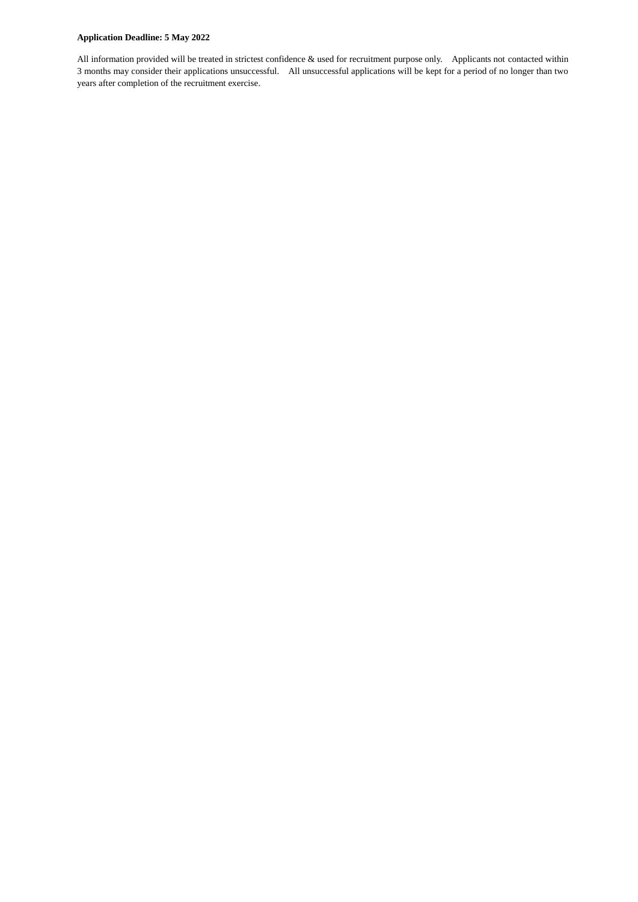**Application Deadline: 5 May 2022**

All information provided will be treated in strictest confidence & used for recruitment purpose only. Applicants not contacted within 3 months may consider their applications unsuccessful. All unsuccessful applications will be kept for a period of no longer than two years after completion of the recruitment exercise.